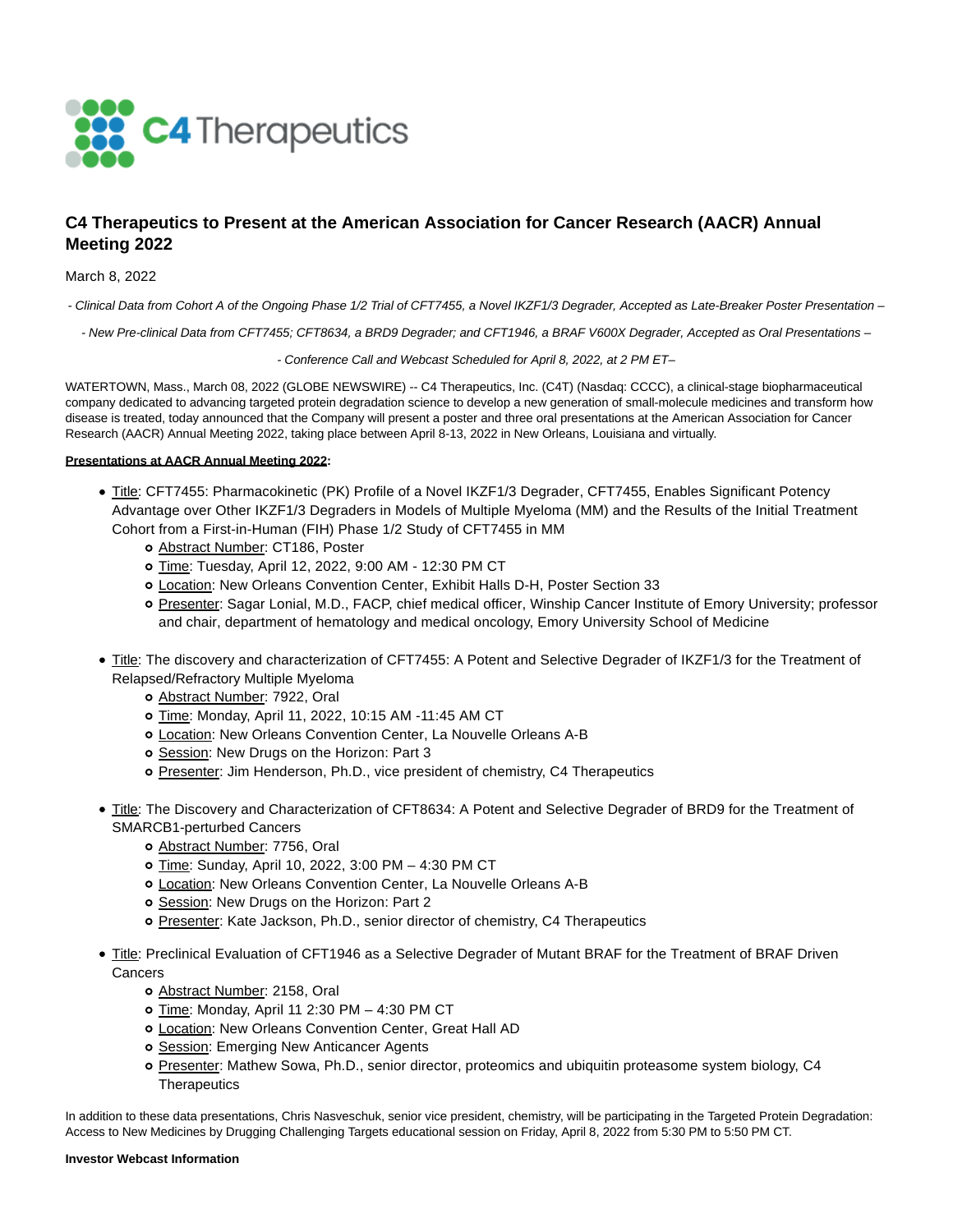C4 Therapeutics

# C4 Therapeutics to Present at the American Association for Cancer Research (AACR) Annual Meeting 2022

March 8, 2022

*- Clinical Data from Cohort A of the Ongoing Phase 1/2 Trial of CFT7455, a Novel IKZF1/3 Degrader, Accepted as Late-Breaker Poster Presentation –*

*- New Pre-clinical Data from CFT7455; CFT8634, a BRD9 Degrader; and CFT1946, a BRAF V600X Degrader, Accepted as Oral Presentations –*

*- Conference Call and Webcast Scheduled for April 8, 2022, at 2 PM ET–*

WATERTOWN, Mass., March 08, 2022 (GLOBE NEWSWIRE) -- C4 Therapeutics, Inc. (C4T) (Nasdaq: CCCC), a clinical-stage biopharmaceutical company dedicated to advancing targeted protein degradation science to develop a new generation of small-molecule medicines and transform how disease is treated, today announced that the Company will present a poster and three oral presentations at the American Association for Cancer Research (AACR) Annual Meeting 2022, taking place between April 8-13, 2022 in New Orleans, Louisiana and virtually.

**Presentations at AACR Annual Meeting 2022:**

- Title: CFT7455: Pharmacokinetic (PK) Profile of a Novel IKZF1/3 Degrader, CFT7455, Enables Significant Potency Advantage over Other IKZF1/3 Degraders in Models of Multiple Myeloma (MM) and the Results of the Initial Treatment Cohort from a First-in-Human (FIH) Phase 1/2 Study of CFT7455 in MM
  - Abstract Number: CT186, Poster
  - Time: Tuesday, April 12, 2022, 9:00 AM - 12:30 PM CT
  - Location: New Orleans Convention Center, Exhibit Halls D-H, Poster Section 33
  - Presenter: Sagar Lonial, M.D., FACP, chief medical officer, Winship Cancer Institute of Emory University; professor and chair, department of hematology and medical oncology, Emory University School of Medicine
- Title: The discovery and characterization of CFT7455: A Potent and Selective Degrader of IKZF1/3 for the Treatment of Relapsed/Refractory Multiple Myeloma
  - Abstract Number: 7922, Oral
  - Time: Monday, April 11, 2022, 10:15 AM -11:45 AM CT
  - Location: New Orleans Convention Center, La Nouvelle Orleans A-B
  - Session: New Drugs on the Horizon: Part 3
  - Presenter: Jim Henderson, Ph.D., vice president of chemistry, C4 Therapeutics
- Title: The Discovery and Characterization of CFT8634: A Potent and Selective Degrader of BRD9 for the Treatment of SMARCB1-perturbed Cancers
  - Abstract Number: 7756, Oral
  - Time: Sunday, April 10, 2022, 3:00 PM – 4:30 PM CT
  - Location: New Orleans Convention Center, La Nouvelle Orleans A-B
  - Session: New Drugs on the Horizon: Part 2
  - Presenter: Kate Jackson, Ph.D., senior director of chemistry, C4 Therapeutics
- Title: Preclinical Evaluation of CFT1946 as a Selective Degrader of Mutant BRAF for the Treatment of BRAF Driven Cancers
  - Abstract Number: 2158, Oral
  - Time: Monday, April 11 2:30 PM – 4:30 PM CT
  - Location: New Orleans Convention Center, Great Hall AD
  - Session: Emerging New Anticancer Agents
  - Presenter: Mathew Sowa, Ph.D., senior director, proteomics and ubiquitin proteasome system biology, C4 Therapeutics

In addition to these data presentations, Chris Nasveschuk, senior vice president, chemistry, will be participating in the Targeted Protein Degradation: Access to New Medicines by Drugging Challenging Targets educational session on Friday, April 8, 2022 from 5:30 PM to 5:50 PM CT.

**Investor Webcast Information**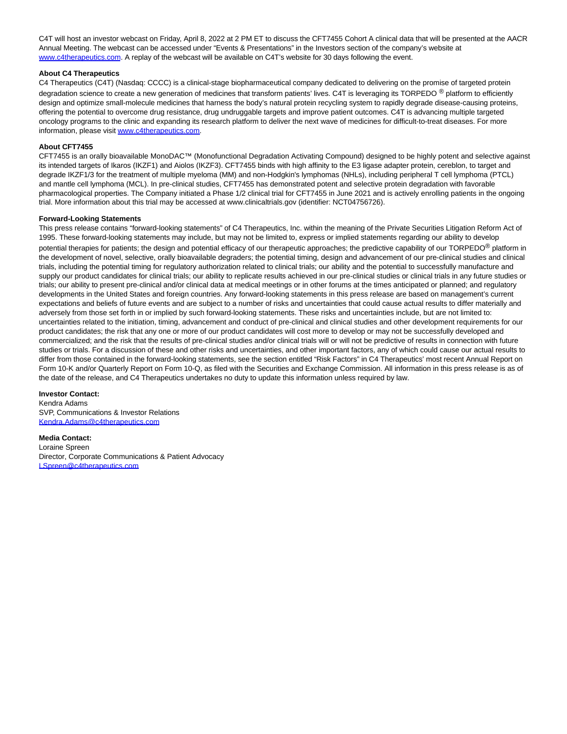C4T will host an investor webcast on Friday, April 8, 2022 at 2 PM ET to discuss the CFT7455 Cohort A clinical data that will be presented at the AACR Annual Meeting. The webcast can be accessed under "Events & Presentations" in the Investors section of the company's website at www.c4therapeutics.com. A replay of the webcast will be available on C4T's website for 30 days following the event.

**About C4 Therapeutics**

C4 Therapeutics (C4T) (Nasdaq: CCCC) is a clinical-stage biopharmaceutical company dedicated to delivering on the promise of targeted protein degradation science to create a new generation of medicines that transform patients' lives. C4T is leveraging its TORPEDO ® platform to efficiently design and optimize small-molecule medicines that harness the body's natural protein recycling system to rapidly degrade disease-causing proteins, offering the potential to overcome drug resistance, drug undruggable targets and improve patient outcomes. C4T is advancing multiple targeted oncology programs to the clinic and expanding its research platform to deliver the next wave of medicines for difficult-to-treat diseases. For more information, please visit www.c4therapeutics.com.

**About CFT7455**

CFT7455 is an orally bioavailable MonoDAC™ (Monofunctional Degradation Activating Compound) designed to be highly potent and selective against its intended targets of Ikaros (IKZF1) and Aiolos (IKZF3). CFT7455 binds with high affinity to the E3 ligase adapter protein, cereblon, to target and degrade IKZF1/3 for the treatment of multiple myeloma (MM) and non-Hodgkin's lymphomas (NHLs), including peripheral T cell lymphoma (PTCL) and mantle cell lymphoma (MCL). In pre-clinical studies, CFT7455 has demonstrated potent and selective protein degradation with favorable pharmacological properties. The Company initiated a Phase 1/2 clinical trial for CFT7455 in June 2021 and is actively enrolling patients in the ongoing trial. More information about this trial may be accessed at www.clinicaltrials.gov (identifier: NCT04756726).

**Forward-Looking Statements**

This press release contains "forward-looking statements" of C4 Therapeutics, Inc. within the meaning of the Private Securities Litigation Reform Act of 1995. These forward-looking statements may include, but may not be limited to, express or implied statements regarding our ability to develop potential therapies for patients; the design and potential efficacy of our therapeutic approaches; the predictive capability of our TORPEDO® platform in the development of novel, selective, orally bioavailable degraders; the potential timing, design and advancement of our pre-clinical studies and clinical trials, including the potential timing for regulatory authorization related to clinical trials; our ability and the potential to successfully manufacture and supply our product candidates for clinical trials; our ability to replicate results achieved in our pre-clinical studies or clinical trials in any future studies or trials; our ability to present pre-clinical and/or clinical data at medical meetings or in other forums at the times anticipated or planned; and regulatory developments in the United States and foreign countries. Any forward-looking statements in this press release are based on management's current expectations and beliefs of future events and are subject to a number of risks and uncertainties that could cause actual results to differ materially and adversely from those set forth in or implied by such forward-looking statements. These risks and uncertainties include, but are not limited to: uncertainties related to the initiation, timing, advancement and conduct of pre-clinical and clinical studies and other development requirements for our product candidates; the risk that any one or more of our product candidates will cost more to develop or may not be successfully developed and commercialized; and the risk that the results of pre-clinical studies and/or clinical trials will or will not be predictive of results in connection with future studies or trials. For a discussion of these and other risks and uncertainties, and other important factors, any of which could cause our actual results to differ from those contained in the forward-looking statements, see the section entitled "Risk Factors" in C4 Therapeutics' most recent Annual Report on Form 10-K and/or Quarterly Report on Form 10-Q, as filed with the Securities and Exchange Commission. All information in this press release is as of the date of the release, and C4 Therapeutics undertakes no duty to update this information unless required by law.

**Investor Contact:**
Kendra Adams
SVP, Communications & Investor Relations
Kendra.Adams@c4therapeutics.com

**Media Contact:**
Loraine Spreen
Director, Corporate Communications & Patient Advocacy
LSpreen@c4therapeutics.com